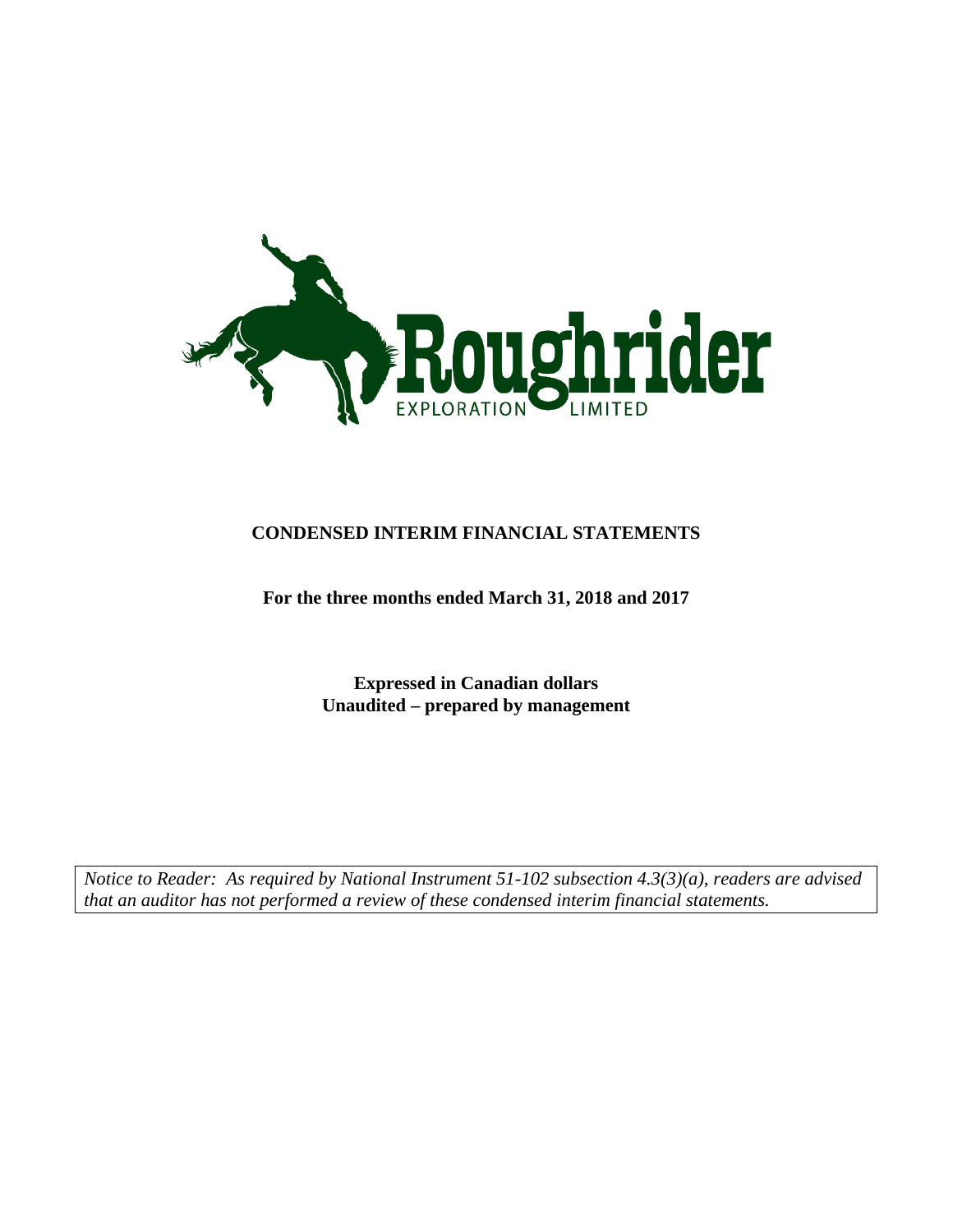Roughrider

EXPLORATION LIMITED

# CONDENSED INTERIM FINANCIAL STATEMENTS

**For the three months ended March 31, 2018 and 2017**

**Expressed in Canadian dollars**
**Unaudited – prepared by management**

*Notice to Reader: As required by National Instrument 51-102 subsection 4.3(3)(a), readers are advised that an auditor has not performed a review of these condensed interim financial statements.*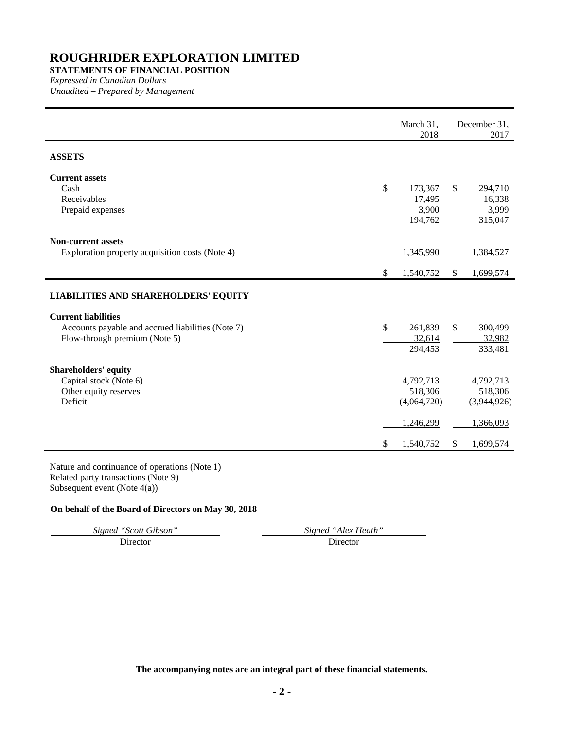# ROUGHRIDER EXPLORATION LIMITED

**STATEMENTS OF FINANCIAL POSITION**

*Expressed in Canadian Dollars*

*Unaudited – Prepared by Management*

| | March 31, 2018 | December 31, 2017 |
|---|---|---|
| **ASSETS** | | |
| **Current assets** | | |
| Cash | $ 173,367 | $ 294,710 |
| Receivables | 17,495 | 16,338 |
| Prepaid expenses | 3,900 | 3,999 |
| | 194,762 | 315,047 |
| **Non-current assets** | | |
| Exploration property acquisition costs (Note 4) | 1,345,990 | 1,384,527 |
| | $ 1,540,752 | $ 1,699,574 |
| **LIABILITIES AND SHAREHOLDERS' EQUITY** | | |
| **Current liabilities** | | |
| Accounts payable and accrued liabilities (Note 7) | $ 261,839 | $ 300,499 |
| Flow-through premium (Note 5) | 32,614 | 32,982 |
| | 294,453 | 333,481 |
| **Shareholders' equity** | | |
| Capital stock (Note 6) | 4,792,713 | 4,792,713 |
| Other equity reserves | 518,306 | 518,306 |
| Deficit | (4,064,720) | (3,944,926) |
| | 1,246,299 | 1,366,093 |
| | $ 1,540,752 | $ 1,699,574 |

Nature and continuance of operations (Note 1)
Related party transactions (Note 9)
Subsequent event (Note 4(a))

**On behalf of the Board of Directors on May 30, 2018**

| *Signed "Scott Gibson"* | *Signed "Alex Heath"* |
|---|---|
| Director | Director |

**The accompanying notes are an integral part of these financial statements.**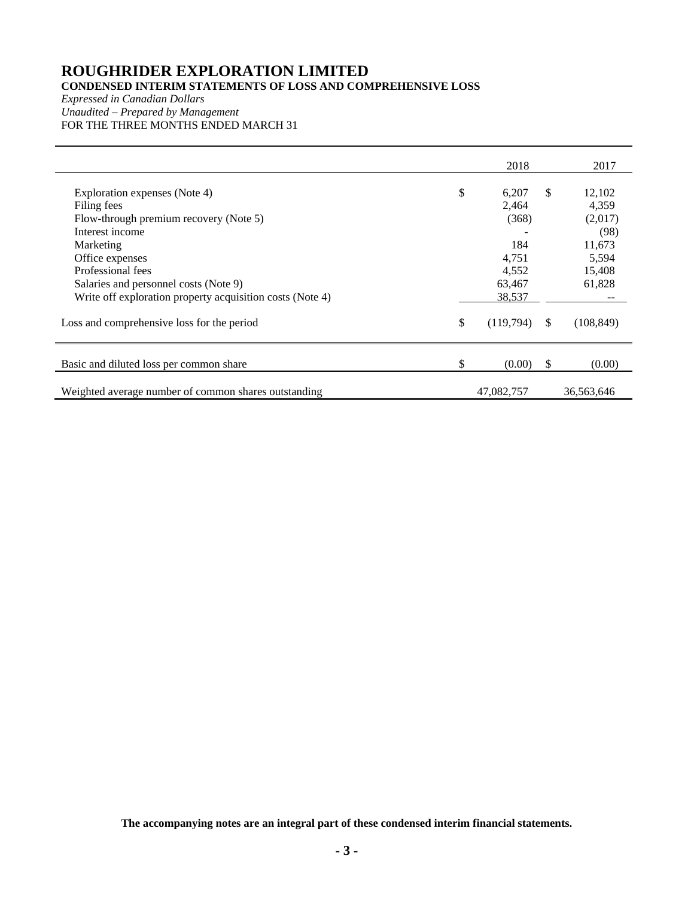# ROUGHRIDER EXPLORATION LIMITED

**CONDENSED INTERIM STATEMENTS OF LOSS AND COMPREHENSIVE LOSS**

*Expressed in Canadian Dollars*

*Unaudited – Prepared by Management*

FOR THE THREE MONTHS ENDED MARCH 31

| | 2018 | 2017 |
|---|---|---|
| Exploration expenses (Note 4) | $ 6,207 | $ 12,102 |
| Filing fees | 2,464 | 4,359 |
| Flow-through premium recovery (Note 5) | (368) | (2,017) |
| Interest income | - | (98) |
| Marketing | 184 | 11,673 |
| Office expenses | 4,751 | 5,594 |
| Professional fees | 4,552 | 15,408 |
| Salaries and personnel costs (Note 9) | 63,467 | 61,828 |
| Write off exploration property acquisition costs (Note 4) | 38,537 | -- |
| Loss and comprehensive loss for the period | $ (119,794) | $ (108,849) |
| Basic and diluted loss per common share | $ (0.00) | $ (0.00) |
| Weighted average number of common shares outstanding | 47,082,757 | 36,563,646 |

**The accompanying notes are an integral part of these condensed interim financial statements.**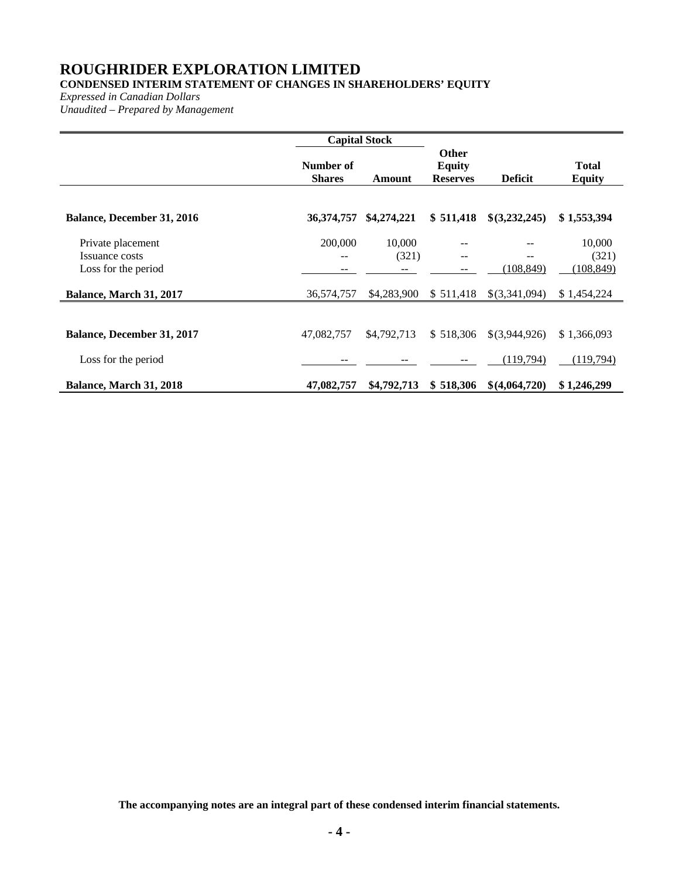# ROUGHRIDER EXPLORATION LIMITED

**CONDENSED INTERIM STATEMENT OF CHANGES IN SHAREHOLDERS' EQUITY**

*Expressed in Canadian Dollars*

*Unaudited – Prepared by Management*

| | Capital Stock | | | | |
|---|---|---|---|---|---|
| | Number of Shares | Amount | Other Equity Reserves | Deficit | Total Equity |
| **Balance, December 31, 2016** | **36,374,757** | **$4,274,221** | **$ 511,418** | **$(3,232,245)** | **$ 1,553,394** |
| Private placement | 200,000 | 10,000 | -- | -- | 10,000 |
| Issuance costs | -- | (321) | -- | -- | (321) |
| Loss for the period | -- | -- | -- | (108,849) | (108,849) |
| **Balance, March 31, 2017** | 36,574,757 | $4,283,900 | $ 511,418 | $(3,341,094) | $ 1,454,224 |
| **Balance, December 31, 2017** | 47,082,757 | $4,792,713 | $ 518,306 | $(3,944,926) | $ 1,366,093 |
| Loss for the period | -- | -- | -- | (119,794) | (119,794) |
| **Balance, March 31, 2018** | **47,082,757** | **$4,792,713** | **$ 518,306** | **$(4,064,720)** | **$ 1,246,299** |

**The accompanying notes are an integral part of these condensed interim financial statements.**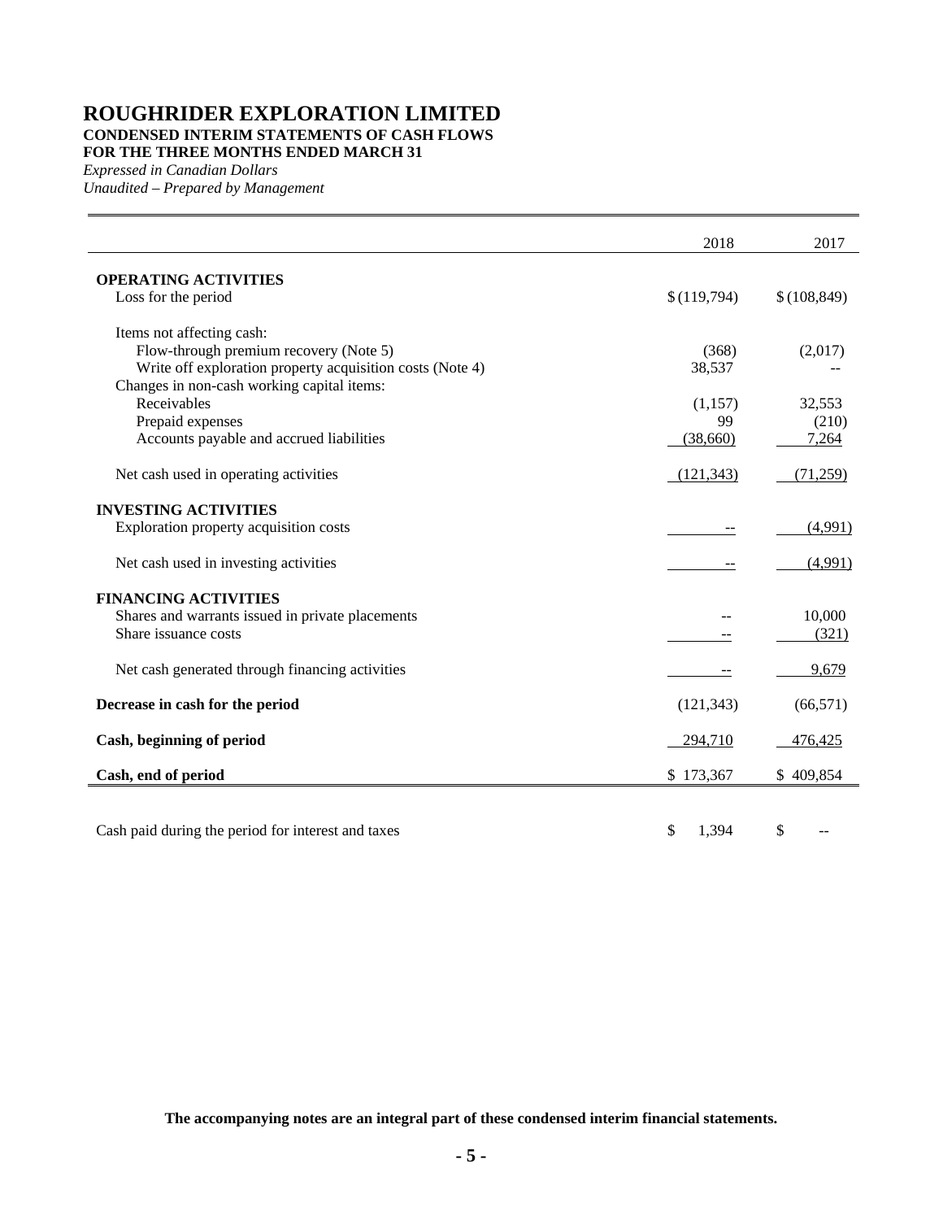# ROUGHRIDER EXPLORATION LIMITED

**CONDENSED INTERIM STATEMENTS OF CASH FLOWS**
**FOR THE THREE MONTHS ENDED MARCH 31**

*Expressed in Canadian Dollars*
*Unaudited – Prepared by Management*

| | 2018 | 2017 |
|---|---|---|
| **OPERATING ACTIVITIES** | | |
| Loss for the period | $ (119,794) | $ (108,849) |
| Items not affecting cash: | | |
| Flow-through premium recovery (Note 5) | (368) | (2,017) |
| Write off exploration property acquisition costs (Note 4) | 38,537 | -- |
| Changes in non-cash working capital items: | | |
| Receivables | (1,157) | 32,553 |
| Prepaid expenses | 99 | (210) |
| Accounts payable and accrued liabilities | (38,660) | 7,264 |
| Net cash used in operating activities | (121,343) | (71,259) |
| **INVESTING ACTIVITIES** | | |
| Exploration property acquisition costs | -- | (4,991) |
| Net cash used in investing activities | -- | (4,991) |
| **FINANCING ACTIVITIES** | | |
| Shares and warrants issued in private placements | -- | 10,000 |
| Share issuance costs | -- | (321) |
| Net cash generated through financing activities | -- | 9,679 |
| **Decrease in cash for the period** | (121,343) | (66,571) |
| **Cash, beginning of period** | 294,710 | 476,425 |
| **Cash, end of period** | $ 173,367 | $ 409,854 |
| | | |
| Cash paid during the period for interest and taxes | $ 1,394 | $ -- |

**The accompanying notes are an integral part of these condensed interim financial statements.**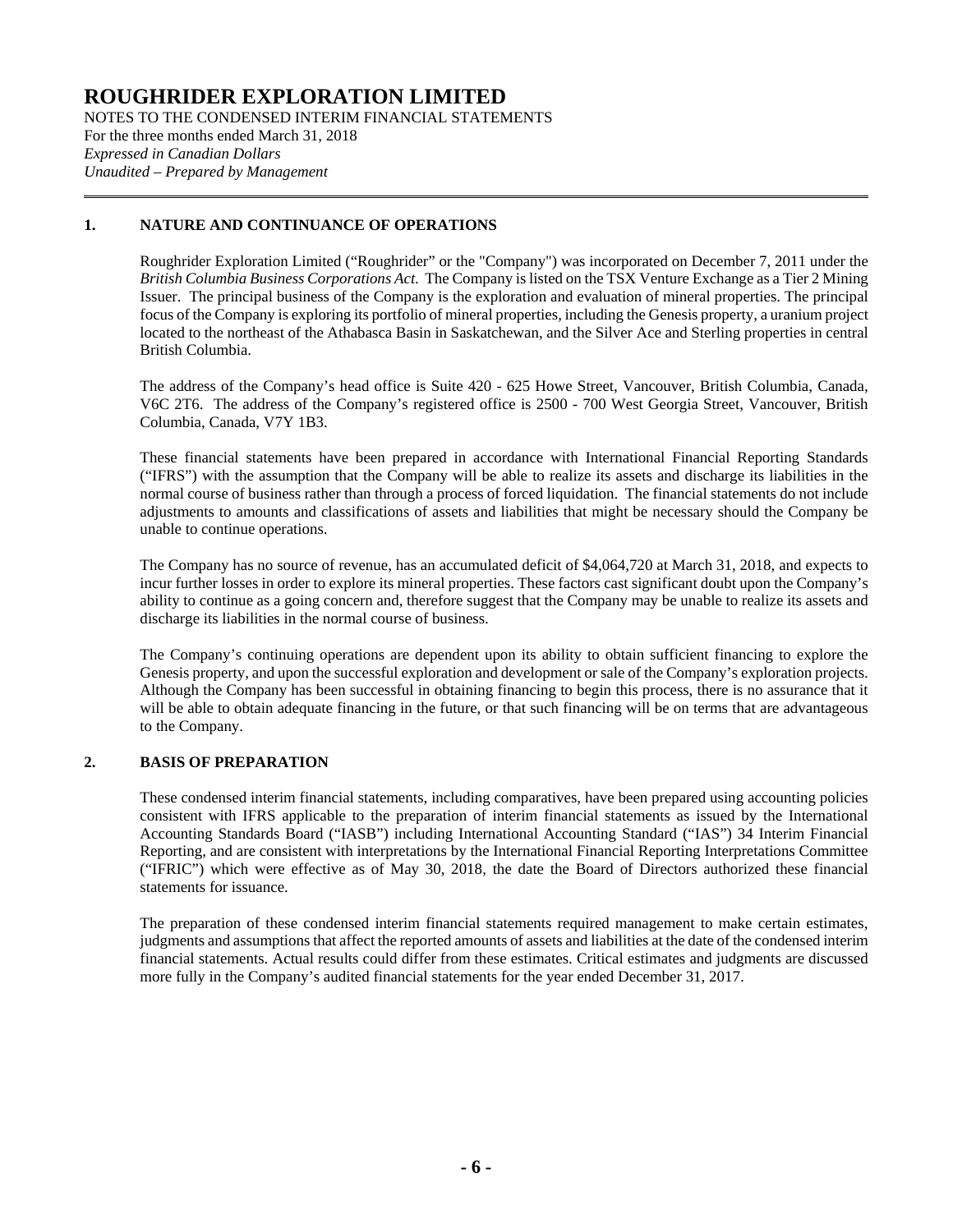# ROUGHRIDER EXPLORATION LIMITED

NOTES TO THE CONDENSED INTERIM FINANCIAL STATEMENTS
For the three months ended March 31, 2018
*Expressed in Canadian Dollars*
*Unaudited – Prepared by Management*

## 1. NATURE AND CONTINUANCE OF OPERATIONS

Roughrider Exploration Limited ("Roughrider" or the "Company") was incorporated on December 7, 2011 under the *British Columbia Business Corporations Act*. The Company is listed on the TSX Venture Exchange as a Tier 2 Mining Issuer. The principal business of the Company is the exploration and evaluation of mineral properties. The principal focus of the Company is exploring its portfolio of mineral properties, including the Genesis property, a uranium project located to the northeast of the Athabasca Basin in Saskatchewan, and the Silver Ace and Sterling properties in central British Columbia.

The address of the Company's head office is Suite 420 - 625 Howe Street, Vancouver, British Columbia, Canada, V6C 2T6. The address of the Company's registered office is 2500 - 700 West Georgia Street, Vancouver, British Columbia, Canada, V7Y 1B3.

These financial statements have been prepared in accordance with International Financial Reporting Standards ("IFRS") with the assumption that the Company will be able to realize its assets and discharge its liabilities in the normal course of business rather than through a process of forced liquidation. The financial statements do not include adjustments to amounts and classifications of assets and liabilities that might be necessary should the Company be unable to continue operations.

The Company has no source of revenue, has an accumulated deficit of $4,064,720 at March 31, 2018, and expects to incur further losses in order to explore its mineral properties. These factors cast significant doubt upon the Company's ability to continue as a going concern and, therefore suggest that the Company may be unable to realize its assets and discharge its liabilities in the normal course of business.

The Company's continuing operations are dependent upon its ability to obtain sufficient financing to explore the Genesis property, and upon the successful exploration and development or sale of the Company's exploration projects. Although the Company has been successful in obtaining financing to begin this process, there is no assurance that it will be able to obtain adequate financing in the future, or that such financing will be on terms that are advantageous to the Company.

## 2. BASIS OF PREPARATION

These condensed interim financial statements, including comparatives, have been prepared using accounting policies consistent with IFRS applicable to the preparation of interim financial statements as issued by the International Accounting Standards Board ("IASB") including International Accounting Standard ("IAS") 34 Interim Financial Reporting, and are consistent with interpretations by the International Financial Reporting Interpretations Committee ("IFRIC") which were effective as of May 30, 2018, the date the Board of Directors authorized these financial statements for issuance.

The preparation of these condensed interim financial statements required management to make certain estimates, judgments and assumptions that affect the reported amounts of assets and liabilities at the date of the condensed interim financial statements. Actual results could differ from these estimates. Critical estimates and judgments are discussed more fully in the Company's audited financial statements for the year ended December 31, 2017.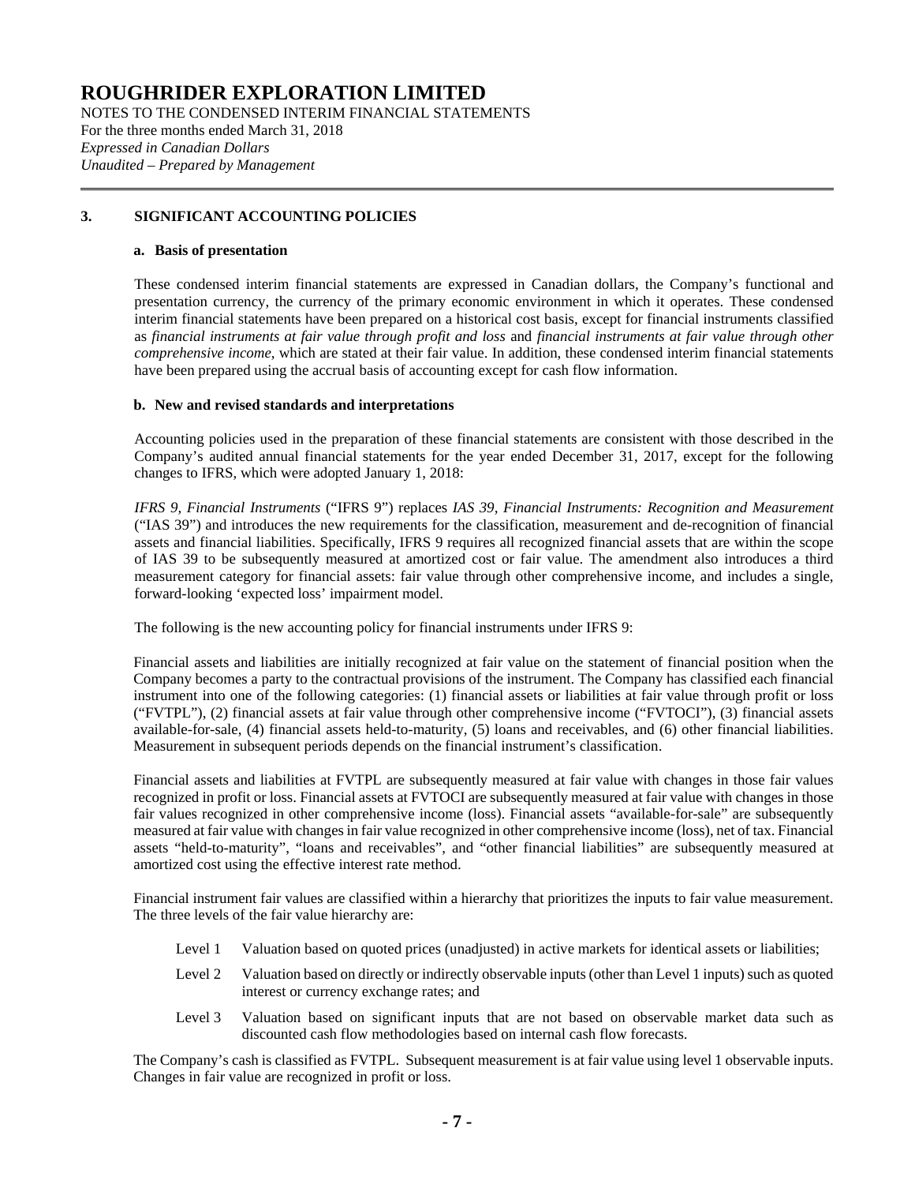# ROUGHRIDER EXPLORATION LIMITED

NOTES TO THE CONDENSED INTERIM FINANCIAL STATEMENTS
For the three months ended March 31, 2018
*Expressed in Canadian Dollars*
*Unaudited – Prepared by Management*

## 3. SIGNIFICANT ACCOUNTING POLICIES

### a. Basis of presentation

These condensed interim financial statements are expressed in Canadian dollars, the Company's functional and presentation currency, the currency of the primary economic environment in which it operates. These condensed interim financial statements have been prepared on a historical cost basis, except for financial instruments classified as *financial instruments at fair value through profit and loss* and *financial instruments at fair value through other comprehensive income*, which are stated at their fair value. In addition, these condensed interim financial statements have been prepared using the accrual basis of accounting except for cash flow information.

### b. New and revised standards and interpretations

Accounting policies used in the preparation of these financial statements are consistent with those described in the Company's audited annual financial statements for the year ended December 31, 2017, except for the following changes to IFRS, which were adopted January 1, 2018:

*IFRS 9, Financial Instruments* ("IFRS 9") replaces *IAS 39, Financial Instruments: Recognition and Measurement* ("IAS 39") and introduces the new requirements for the classification, measurement and de-recognition of financial assets and financial liabilities. Specifically, IFRS 9 requires all recognized financial assets that are within the scope of IAS 39 to be subsequently measured at amortized cost or fair value. The amendment also introduces a third measurement category for financial assets: fair value through other comprehensive income, and includes a single, forward-looking 'expected loss' impairment model.

The following is the new accounting policy for financial instruments under IFRS 9:

Financial assets and liabilities are initially recognized at fair value on the statement of financial position when the Company becomes a party to the contractual provisions of the instrument. The Company has classified each financial instrument into one of the following categories: (1) financial assets or liabilities at fair value through profit or loss ("FVTPL"), (2) financial assets at fair value through other comprehensive income ("FVTOCI"), (3) financial assets available-for-sale, (4) financial assets held-to-maturity, (5) loans and receivables, and (6) other financial liabilities. Measurement in subsequent periods depends on the financial instrument's classification.

Financial assets and liabilities at FVTPL are subsequently measured at fair value with changes in those fair values recognized in profit or loss. Financial assets at FVTOCI are subsequently measured at fair value with changes in those fair values recognized in other comprehensive income (loss). Financial assets "available-for-sale" are subsequently measured at fair value with changes in fair value recognized in other comprehensive income (loss), net of tax. Financial assets "held-to-maturity", "loans and receivables", and "other financial liabilities" are subsequently measured at amortized cost using the effective interest rate method.

Financial instrument fair values are classified within a hierarchy that prioritizes the inputs to fair value measurement. The three levels of the fair value hierarchy are:

- Level 1 Valuation based on quoted prices (unadjusted) in active markets for identical assets or liabilities;
- Level 2 Valuation based on directly or indirectly observable inputs (other than Level 1 inputs) such as quoted interest or currency exchange rates; and
- Level 3 Valuation based on significant inputs that are not based on observable market data such as discounted cash flow methodologies based on internal cash flow forecasts.

The Company's cash is classified as FVTPL. Subsequent measurement is at fair value using level 1 observable inputs. Changes in fair value are recognized in profit or loss.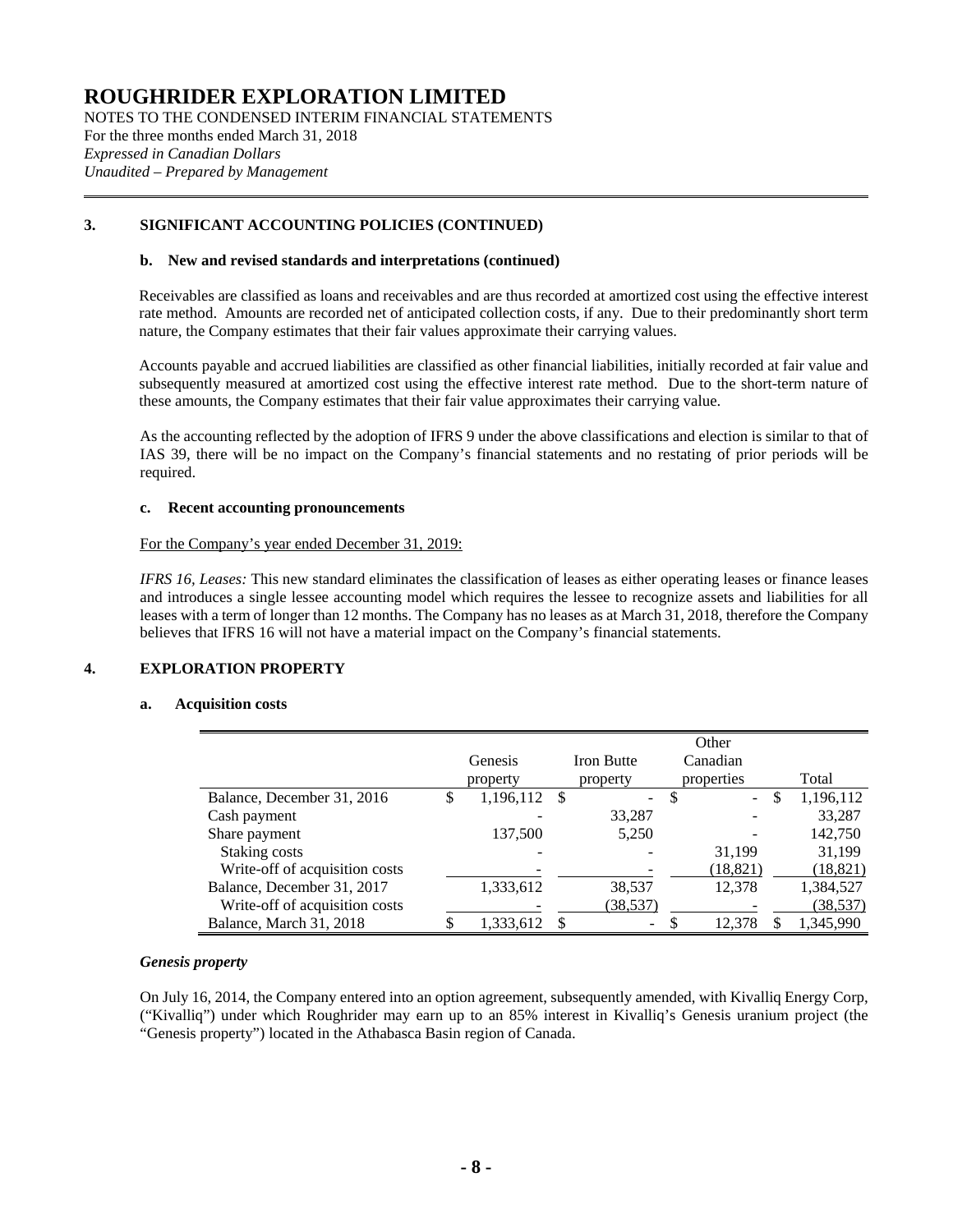# ROUGHRIDER EXPLORATION LIMITED

NOTES TO THE CONDENSED INTERIM FINANCIAL STATEMENTS
For the three months ended March 31, 2018
*Expressed in Canadian Dollars*
*Unaudited – Prepared by Management*

## 3. SIGNIFICANT ACCOUNTING POLICIES (CONTINUED)

### b. New and revised standards and interpretations (continued)

Receivables are classified as loans and receivables and are thus recorded at amortized cost using the effective interest rate method. Amounts are recorded net of anticipated collection costs, if any. Due to their predominantly short term nature, the Company estimates that their fair values approximate their carrying values.

Accounts payable and accrued liabilities are classified as other financial liabilities, initially recorded at fair value and subsequently measured at amortized cost using the effective interest rate method. Due to the short-term nature of these amounts, the Company estimates that their fair value approximates their carrying value.

As the accounting reflected by the adoption of IFRS 9 under the above classifications and election is similar to that of IAS 39, there will be no impact on the Company's financial statements and no restating of prior periods will be required.

### c. Recent accounting pronouncements

For the Company's year ended December 31, 2019:

*IFRS 16, Leases:* This new standard eliminates the classification of leases as either operating leases or finance leases and introduces a single lessee accounting model which requires the lessee to recognize assets and liabilities for all leases with a term of longer than 12 months. The Company has no leases as at March 31, 2018, therefore the Company believes that IFRS 16 will not have a material impact on the Company's financial statements.

## 4. EXPLORATION PROPERTY

### a. Acquisition costs

| | Genesis property | Iron Butte property | Other Canadian properties | Total |
|---|---|---|---|---|
| Balance, December 31, 2016 | $ 1,196,112 | $ - | $ - | $ 1,196,112 |
| Cash payment | - | 33,287 | - | 33,287 |
| Share payment | 137,500 | 5,250 | - | 142,750 |
| Staking costs | - | - | 31,199 | 31,199 |
| Write-off of acquisition costs | - | - | (18,821) | (18,821) |
| Balance, December 31, 2017 | 1,333,612 | 38,537 | 12,378 | 1,384,527 |
| Write-off of acquisition costs | - | (38,537) | - | (38,537) |
| Balance, March 31, 2018 | $ 1,333,612 | $ - | $ 12,378 | $ 1,345,990 |

***Genesis property***

On July 16, 2014, the Company entered into an option agreement, subsequently amended, with Kivalliq Energy Corp, ("Kivalliq") under which Roughrider may earn up to an 85% interest in Kivalliq's Genesis uranium project (the "Genesis property") located in the Athabasca Basin region of Canada.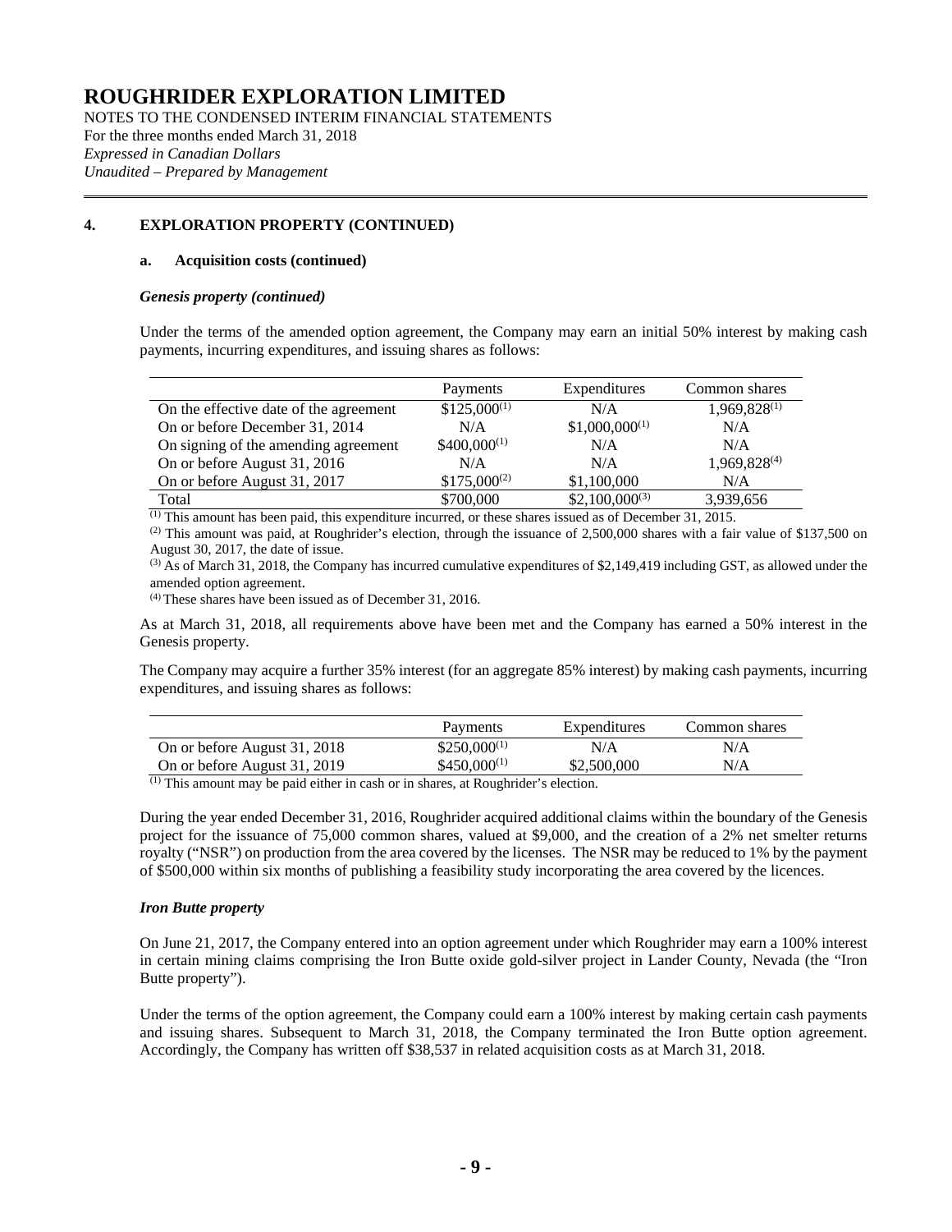# ROUGHRIDER EXPLORATION LIMITED

NOTES TO THE CONDENSED INTERIM FINANCIAL STATEMENTS
For the three months ended March 31, 2018
*Expressed in Canadian Dollars*
*Unaudited – Prepared by Management*

## 4. EXPLORATION PROPERTY (CONTINUED)

### a. Acquisition costs (continued)

***Genesis property (continued)***

Under the terms of the amended option agreement, the Company may earn an initial 50% interest by making cash payments, incurring expenditures, and issuing shares as follows:

| | Payments | Expenditures | Common shares |
|---|---|---|---|
| On the effective date of the agreement | $125,000[1] | N/A | 1,969,828[1] |
| On or before December 31, 2014 | N/A | $1,000,000[1] | N/A |
| On signing of the amending agreement | $400,000[1] | N/A | N/A |
| On or before August 31, 2016 | N/A | N/A | 1,969,828[4] |
| On or before August 31, 2017 | $175,000[2] | $1,100,000 | N/A |
| Total | $700,000 | $2,100,000[3] | 3,939,656 |

[1] This amount has been paid, this expenditure incurred, or these shares issued as of December 31, 2015.
[2] This amount was paid, at Roughrider's election, through the issuance of 2,500,000 shares with a fair value of $137,500 on August 30, 2017, the date of issue.
[3] As of March 31, 2018, the Company has incurred cumulative expenditures of $2,149,419 including GST, as allowed under the amended option agreement.
[4] These shares have been issued as of December 31, 2016.

As at March 31, 2018, all requirements above have been met and the Company has earned a 50% interest in the Genesis property.

The Company may acquire a further 35% interest (for an aggregate 85% interest) by making cash payments, incurring expenditures, and issuing shares as follows:

| | Payments | Expenditures | Common shares |
|---|---|---|---|
| On or before August 31, 2018 | $250,000[1] | N/A | N/A |
| On or before August 31, 2019 | $450,000[1] | $2,500,000 | N/A |

[1] This amount may be paid either in cash or in shares, at Roughrider's election.

During the year ended December 31, 2016, Roughrider acquired additional claims within the boundary of the Genesis project for the issuance of 75,000 common shares, valued at $9,000, and the creation of a 2% net smelter returns royalty ("NSR") on production from the area covered by the licenses. The NSR may be reduced to 1% by the payment of $500,000 within six months of publishing a feasibility study incorporating the area covered by the licences.

***Iron Butte property***

On June 21, 2017, the Company entered into an option agreement under which Roughrider may earn a 100% interest in certain mining claims comprising the Iron Butte oxide gold-silver project in Lander County, Nevada (the "Iron Butte property").

Under the terms of the option agreement, the Company could earn a 100% interest by making certain cash payments and issuing shares. Subsequent to March 31, 2018, the Company terminated the Iron Butte option agreement. Accordingly, the Company has written off $38,537 in related acquisition costs as at March 31, 2018.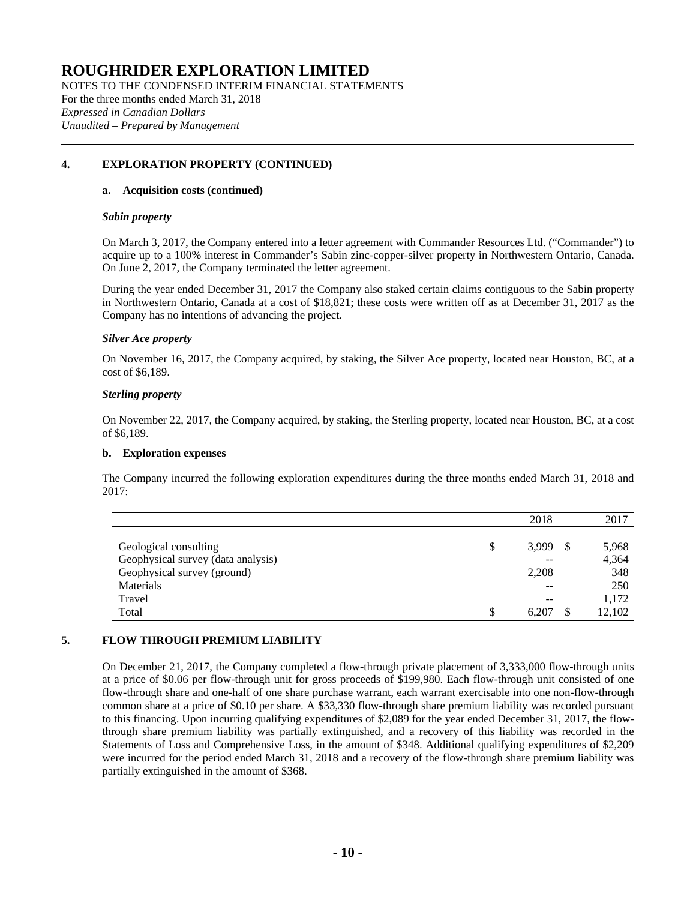# ROUGHRIDER EXPLORATION LIMITED

NOTES TO THE CONDENSED INTERIM FINANCIAL STATEMENTS
For the three months ended March 31, 2018
*Expressed in Canadian Dollars*
*Unaudited – Prepared by Management*

## 4. EXPLORATION PROPERTY (CONTINUED)

### a. Acquisition costs (continued)

***Sabin property***

On March 3, 2017, the Company entered into a letter agreement with Commander Resources Ltd. ("Commander") to acquire up to a 100% interest in Commander's Sabin zinc-copper-silver property in Northwestern Ontario, Canada. On June 2, 2017, the Company terminated the letter agreement.

During the year ended December 31, 2017 the Company also staked certain claims contiguous to the Sabin property in Northwestern Ontario, Canada at a cost of $18,821; these costs were written off as at December 31, 2017 as the Company has no intentions of advancing the project.

***Silver Ace property***

On November 16, 2017, the Company acquired, by staking, the Silver Ace property, located near Houston, BC, at a cost of $6,189.

***Sterling property***

On November 22, 2017, the Company acquired, by staking, the Sterling property, located near Houston, BC, at a cost of $6,189.

### b. Exploration expenses

The Company incurred the following exploration expenditures during the three months ended March 31, 2018 and 2017:

| | 2018 | 2017 |
|---|---|---|
| Geological consulting | $ 3,999 | $ 5,968 |
| Geophysical survey (data analysis) | -- | 4,364 |
| Geophysical survey (ground) | 2,208 | 348 |
| Materials | -- | 250 |
| Travel | -- | 1,172 |
| Total | $ 6,207 | $ 12,102 |

## 5. FLOW THROUGH PREMIUM LIABILITY

On December 21, 2017, the Company completed a flow-through private placement of 3,333,000 flow-through units at a price of $0.06 per flow-through unit for gross proceeds of $199,980. Each flow-through unit consisted of one flow-through share and one-half of one share purchase warrant, each warrant exercisable into one non-flow-through common share at a price of $0.10 per share. A $33,330 flow-through share premium liability was recorded pursuant to this financing. Upon incurring qualifying expenditures of $2,089 for the year ended December 31, 2017, the flow-through share premium liability was partially extinguished, and a recovery of this liability was recorded in the Statements of Loss and Comprehensive Loss, in the amount of $348. Additional qualifying expenditures of $2,209 were incurred for the period ended March 31, 2018 and a recovery of the flow-through share premium liability was partially extinguished in the amount of $368.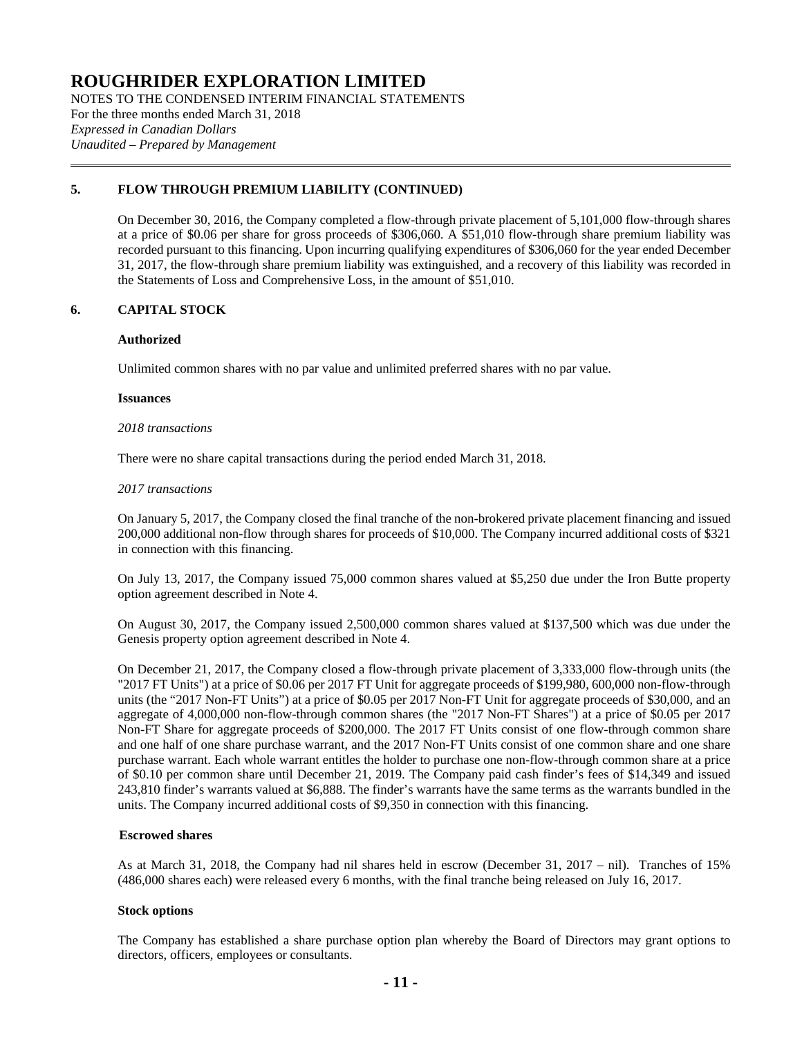## 5. FLOW THROUGH PREMIUM LIABILITY (CONTINUED)

On December 30, 2016, the Company completed a flow-through private placement of 5,101,000 flow-through shares at a price of $0.06 per share for gross proceeds of $306,060. A $51,010 flow-through share premium liability was recorded pursuant to this financing. Upon incurring qualifying expenditures of $306,060 for the year ended December 31, 2017, the flow-through share premium liability was extinguished, and a recovery of this liability was recorded in the Statements of Loss and Comprehensive Loss, in the amount of $51,010.

## 6. CAPITAL STOCK

**Authorized**

Unlimited common shares with no par value and unlimited preferred shares with no par value.

**Issuances**

*2018 transactions*

There were no share capital transactions during the period ended March 31, 2018.

*2017 transactions*

On January 5, 2017, the Company closed the final tranche of the non-brokered private placement financing and issued 200,000 additional non-flow through shares for proceeds of $10,000. The Company incurred additional costs of $321 in connection with this financing.

On July 13, 2017, the Company issued 75,000 common shares valued at $5,250 due under the Iron Butte property option agreement described in Note 4.

On August 30, 2017, the Company issued 2,500,000 common shares valued at $137,500 which was due under the Genesis property option agreement described in Note 4.

On December 21, 2017, the Company closed a flow-through private placement of 3,333,000 flow-through units (the "2017 FT Units") at a price of $0.06 per 2017 FT Unit for aggregate proceeds of $199,980, 600,000 non-flow-through units (the "2017 Non-FT Units") at a price of $0.05 per 2017 Non-FT Unit for aggregate proceeds of $30,000, and an aggregate of 4,000,000 non-flow-through common shares (the "2017 Non-FT Shares") at a price of $0.05 per 2017 Non-FT Share for aggregate proceeds of $200,000. The 2017 FT Units consist of one flow-through common share and one half of one share purchase warrant, and the 2017 Non-FT Units consist of one common share and one share purchase warrant. Each whole warrant entitles the holder to purchase one non-flow-through common share at a price of $0.10 per common share until December 21, 2019. The Company paid cash finder's fees of $14,349 and issued 243,810 finder's warrants valued at $6,888. The finder's warrants have the same terms as the warrants bundled in the units. The Company incurred additional costs of $9,350 in connection with this financing.

**Escrowed shares**

As at March 31, 2018, the Company had nil shares held in escrow (December 31, 2017 – nil). Tranches of 15% (486,000 shares each) were released every 6 months, with the final tranche being released on July 16, 2017.

**Stock options**

The Company has established a share purchase option plan whereby the Board of Directors may grant options to directors, officers, employees or consultants.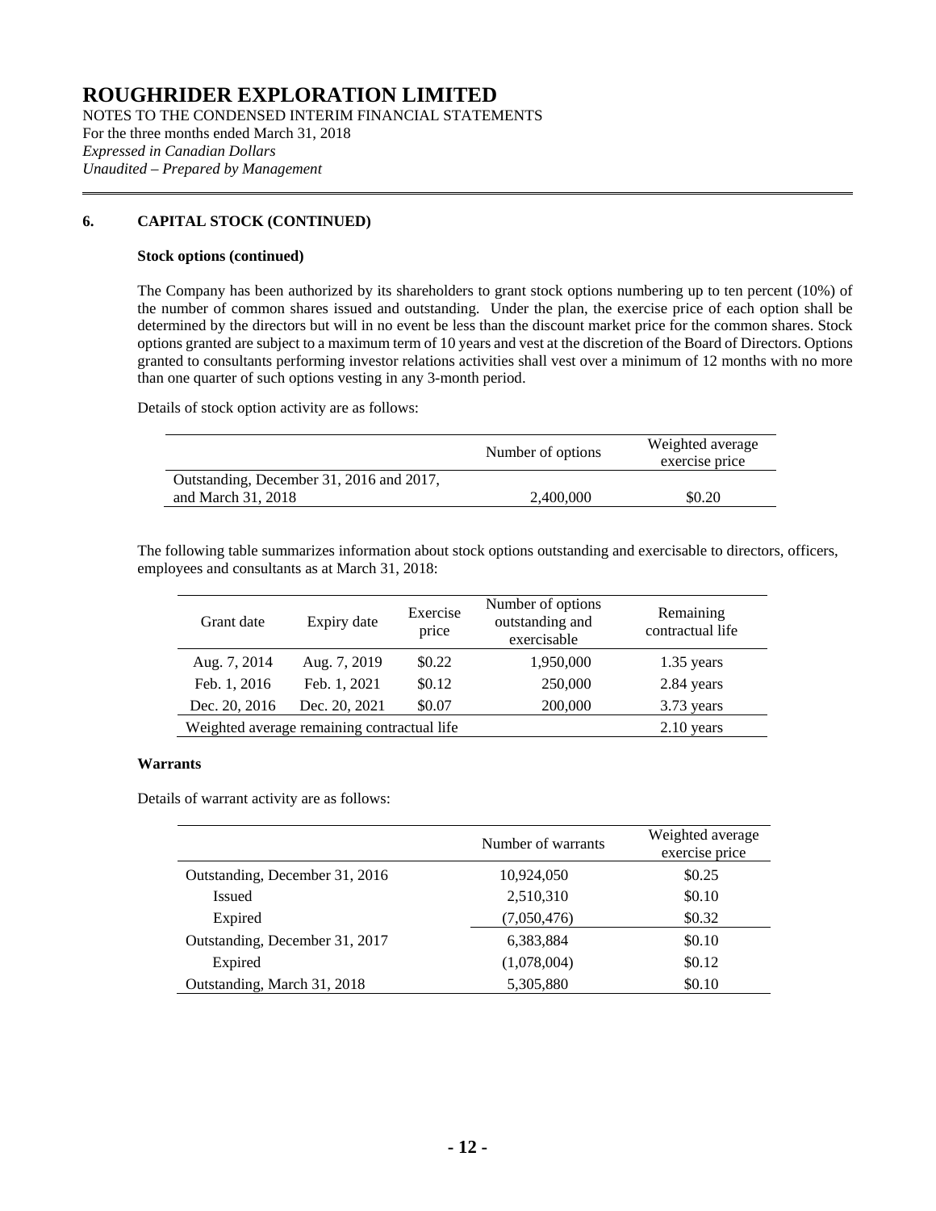# ROUGHRIDER EXPLORATION LIMITED

NOTES TO THE CONDENSED INTERIM FINANCIAL STATEMENTS
For the three months ended March 31, 2018
*Expressed in Canadian Dollars*
*Unaudited – Prepared by Management*

## 6. CAPITAL STOCK (CONTINUED)

### Stock options (continued)

The Company has been authorized by its shareholders to grant stock options numbering up to ten percent (10%) of the number of common shares issued and outstanding. Under the plan, the exercise price of each option shall be determined by the directors but will in no event be less than the discount market price for the common shares. Stock options granted are subject to a maximum term of 10 years and vest at the discretion of the Board of Directors. Options granted to consultants performing investor relations activities shall vest over a minimum of 12 months with no more than one quarter of such options vesting in any 3-month period.

Details of stock option activity are as follows:

| | Number of options | Weighted average exercise price |
|---|---|---|
| Outstanding, December 31, 2016 and 2017, and March 31, 2018 | 2,400,000 | $0.20 |

The following table summarizes information about stock options outstanding and exercisable to directors, officers, employees and consultants as at March 31, 2018:

| Grant date | Expiry date | Exercise price | Number of options outstanding and exercisable | Remaining contractual life |
|---|---|---|---|---|
| Aug. 7, 2014 | Aug. 7, 2019 | $0.22 | 1,950,000 | 1.35 years |
| Feb. 1, 2016 | Feb. 1, 2021 | $0.12 | 250,000 | 2.84 years |
| Dec. 20, 2016 | Dec. 20, 2021 | $0.07 | 200,000 | 3.73 years |
| Weighted average remaining contractual life | | | | 2.10 years |

### Warrants

Details of warrant activity are as follows:

| | Number of warrants | Weighted average exercise price |
|---|---|---|
| Outstanding, December 31, 2016 | 10,924,050 | $0.25 |
| Issued | 2,510,310 | $0.10 |
| Expired | (7,050,476) | $0.32 |
| Outstanding, December 31, 2017 | 6,383,884 | $0.10 |
| Expired | (1,078,004) | $0.12 |
| Outstanding, March 31, 2018 | 5,305,880 | $0.10 |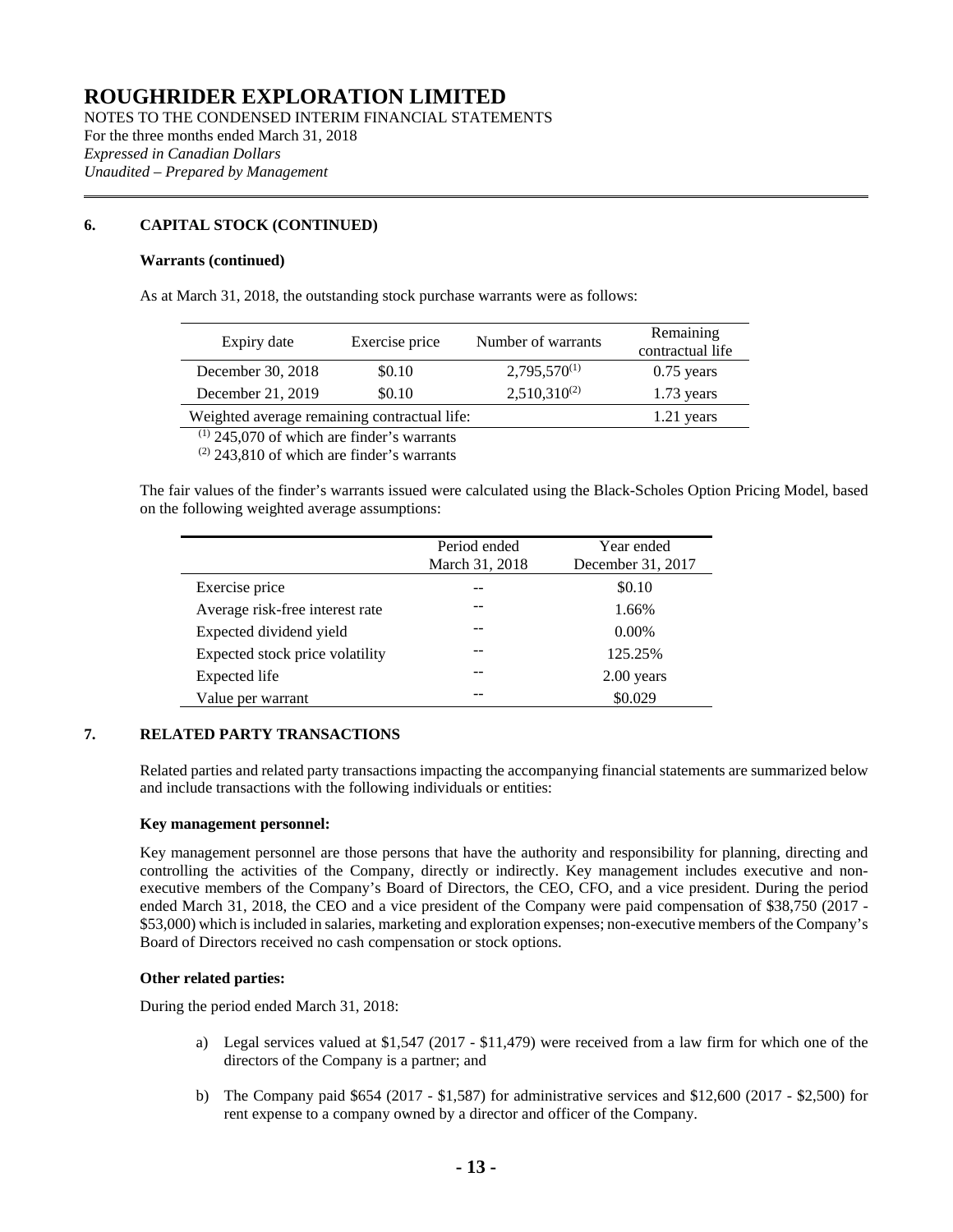# ROUGHRIDER EXPLORATION LIMITED

NOTES TO THE CONDENSED INTERIM FINANCIAL STATEMENTS
For the three months ended March 31, 2018
*Expressed in Canadian Dollars*
*Unaudited – Prepared by Management*

## 6. CAPITAL STOCK (CONTINUED)

**Warrants (continued)**

As at March 31, 2018, the outstanding stock purchase warrants were as follows:

| Expiry date | Exercise price | Number of warrants | Remaining contractual life |
|---|---|---|---|
| December 30, 2018 | \$0.10 | 2,795,570[(1)] | 0.75 years |
| December 21, 2019 | \$0.10 | 2,510,310[(2)] | 1.73 years |
| Weighted average remaining contractual life: | | | 1.21 years |

[(1)] 245,070 of which are finder's warrants
[(2)] 243,810 of which are finder's warrants

The fair values of the finder's warrants issued were calculated using the Black-Scholes Option Pricing Model, based on the following weighted average assumptions:

| | Period ended March 31, 2018 | Year ended December 31, 2017 |
|---|---|---|
| Exercise price | -- | \$0.10 |
| Average risk-free interest rate | -- | 1.66% |
| Expected dividend yield | -- | 0.00% |
| Expected stock price volatility | -- | 125.25% |
| Expected life | -- | 2.00 years |
| Value per warrant | -- | \$0.029 |

## 7. RELATED PARTY TRANSACTIONS

Related parties and related party transactions impacting the accompanying financial statements are summarized below and include transactions with the following individuals or entities:

**Key management personnel:**

Key management personnel are those persons that have the authority and responsibility for planning, directing and controlling the activities of the Company, directly or indirectly. Key management includes executive and non-executive members of the Company's Board of Directors, the CEO, CFO, and a vice president. During the period ended March 31, 2018, the CEO and a vice president of the Company were paid compensation of \$38,750 (2017 - \$53,000) which is included in salaries, marketing and exploration expenses; non-executive members of the Company's Board of Directors received no cash compensation or stock options.

**Other related parties:**

During the period ended March 31, 2018:

a) Legal services valued at \$1,547 (2017 - \$11,479) were received from a law firm for which one of the directors of the Company is a partner; and

b) The Company paid \$654 (2017 - \$1,587) for administrative services and \$12,600 (2017 - \$2,500) for rent expense to a company owned by a director and officer of the Company.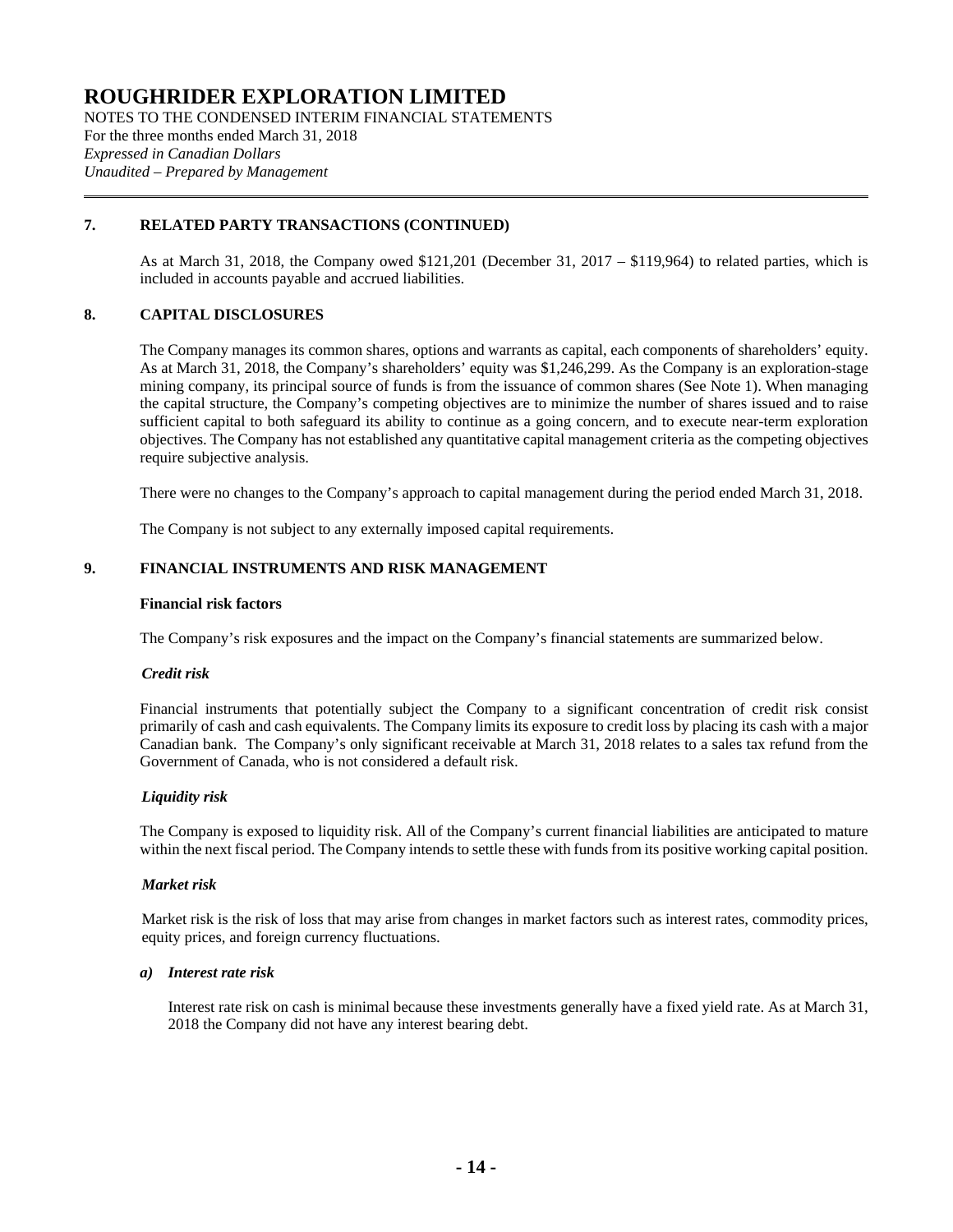## 7. RELATED PARTY TRANSACTIONS (CONTINUED)

As at March 31, 2018, the Company owed $121,201 (December 31, 2017 – $119,964) to related parties, which is included in accounts payable and accrued liabilities.

## 8. CAPITAL DISCLOSURES

The Company manages its common shares, options and warrants as capital, each components of shareholders' equity. As at March 31, 2018, the Company's shareholders' equity was $1,246,299. As the Company is an exploration-stage mining company, its principal source of funds is from the issuance of common shares (See Note 1). When managing the capital structure, the Company's competing objectives are to minimize the number of shares issued and to raise sufficient capital to both safeguard its ability to continue as a going concern, and to execute near-term exploration objectives. The Company has not established any quantitative capital management criteria as the competing objectives require subjective analysis.

There were no changes to the Company's approach to capital management during the period ended March 31, 2018.

The Company is not subject to any externally imposed capital requirements.

## 9. FINANCIAL INSTRUMENTS AND RISK MANAGEMENT

**Financial risk factors**

The Company's risk exposures and the impact on the Company's financial statements are summarized below.

***Credit risk***

Financial instruments that potentially subject the Company to a significant concentration of credit risk consist primarily of cash and cash equivalents. The Company limits its exposure to credit loss by placing its cash with a major Canadian bank. The Company's only significant receivable at March 31, 2018 relates to a sales tax refund from the Government of Canada, who is not considered a default risk.

***Liquidity risk***

The Company is exposed to liquidity risk. All of the Company's current financial liabilities are anticipated to mature within the next fiscal period. The Company intends to settle these with funds from its positive working capital position.

***Market risk***

Market risk is the risk of loss that may arise from changes in market factors such as interest rates, commodity prices, equity prices, and foreign currency fluctuations.

***a) Interest rate risk***

Interest rate risk on cash is minimal because these investments generally have a fixed yield rate. As at March 31, 2018 the Company did not have any interest bearing debt.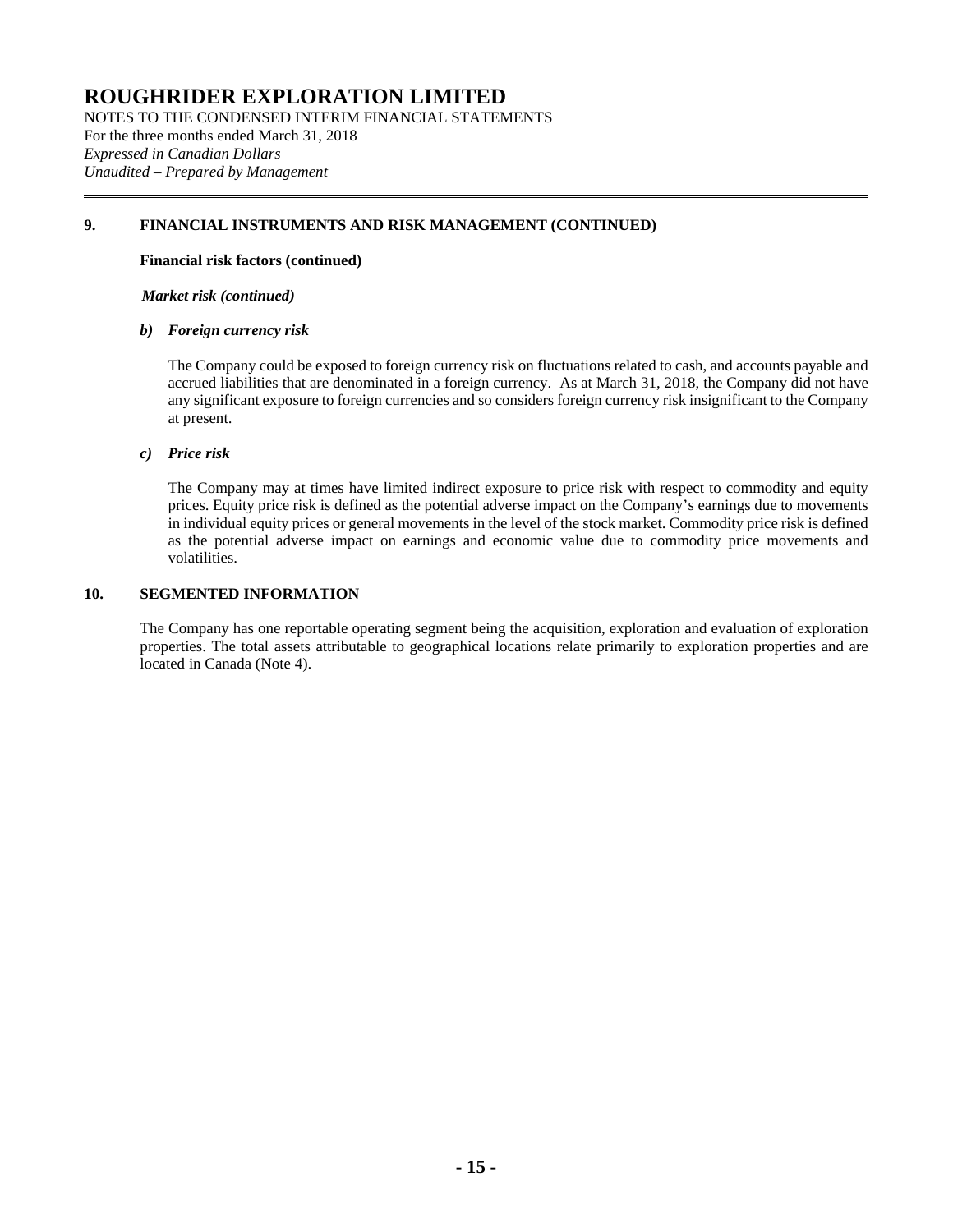## 9. FINANCIAL INSTRUMENTS AND RISK MANAGEMENT (CONTINUED)

**Financial risk factors (continued)**

***Market risk (continued)***

***b) Foreign currency risk***

The Company could be exposed to foreign currency risk on fluctuations related to cash, and accounts payable and accrued liabilities that are denominated in a foreign currency. As at March 31, 2018, the Company did not have any significant exposure to foreign currencies and so considers foreign currency risk insignificant to the Company at present.

***c) Price risk***

The Company may at times have limited indirect exposure to price risk with respect to commodity and equity prices. Equity price risk is defined as the potential adverse impact on the Company's earnings due to movements in individual equity prices or general movements in the level of the stock market. Commodity price risk is defined as the potential adverse impact on earnings and economic value due to commodity price movements and volatilities.

## 10. SEGMENTED INFORMATION

The Company has one reportable operating segment being the acquisition, exploration and evaluation of exploration properties. The total assets attributable to geographical locations relate primarily to exploration properties and are located in Canada (Note 4).